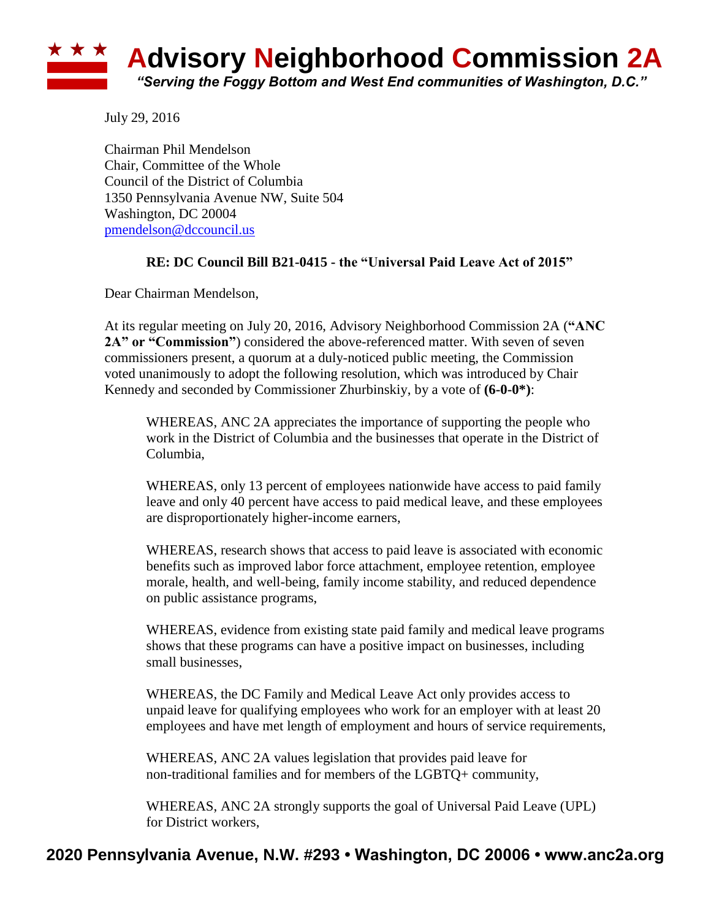# Advisory Neighborhood Commission 2A

*"Serving the Foggy Bottom and West End communities of Washington, D.C."*

July 29, 2016

Chairman Phil Mendelson
Chair, Committee of the Whole
Council of the District of Columbia
1350 Pennsylvania Avenue NW, Suite 504
Washington, DC 20004
pmendelson@dccouncil.us

**RE: DC Council Bill B21-0415 - the "Universal Paid Leave Act of 2015"**

Dear Chairman Mendelson,

At its regular meeting on July 20, 2016, Advisory Neighborhood Commission 2A (**"ANC 2A" or "Commission"**) considered the above-referenced matter. With seven of seven commissioners present, a quorum at a duly-noticed public meeting, the Commission voted unanimously to adopt the following resolution, which was introduced by Chair Kennedy and seconded by Commissioner Zhurbinskiy, by a vote of **(6-0-0*)**:

> WHEREAS, ANC 2A appreciates the importance of supporting the people who work in the District of Columbia and the businesses that operate in the District of Columbia,
>
> WHEREAS, only 13 percent of employees nationwide have access to paid family leave and only 40 percent have access to paid medical leave, and these employees are disproportionately higher-income earners,
>
> WHEREAS, research shows that access to paid leave is associated with economic benefits such as improved labor force attachment, employee retention, employee morale, health, and well-being, family income stability, and reduced dependence on public assistance programs,
>
> WHEREAS, evidence from existing state paid family and medical leave programs shows that these programs can have a positive impact on businesses, including small businesses,
>
> WHEREAS, the DC Family and Medical Leave Act only provides access to unpaid leave for qualifying employees who work for an employer with at least 20 employees and have met length of employment and hours of service requirements,
>
> WHEREAS, ANC 2A values legislation that provides paid leave for non-traditional families and for members of the LGBTQ+ community,
>
> WHEREAS, ANC 2A strongly supports the goal of Universal Paid Leave (UPL) for District workers,

**2020 Pennsylvania Avenue, N.W. #293 • Washington, DC 20006 • www.anc2a.org**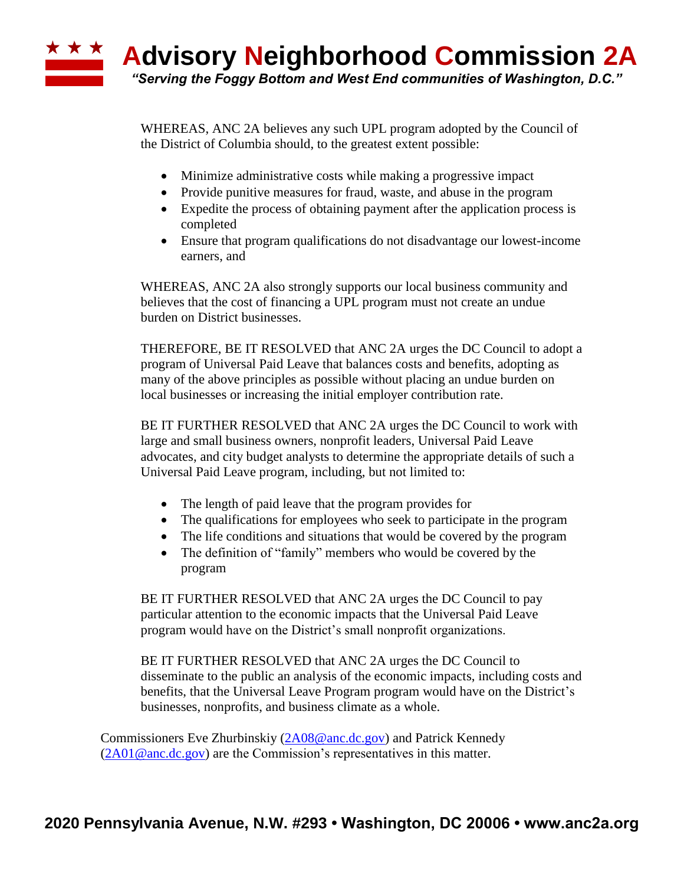WHEREAS, ANC 2A believes any such UPL program adopted by the Council of the District of Columbia should, to the greatest extent possible:

- Minimize administrative costs while making a progressive impact
- Provide punitive measures for fraud, waste, and abuse in the program
- Expedite the process of obtaining payment after the application process is completed
- Ensure that program qualifications do not disadvantage our lowest-income earners, and

WHEREAS, ANC 2A also strongly supports our local business community and believes that the cost of financing a UPL program must not create an undue burden on District businesses.

THEREFORE, BE IT RESOLVED that ANC 2A urges the DC Council to adopt a program of Universal Paid Leave that balances costs and benefits, adopting as many of the above principles as possible without placing an undue burden on local businesses or increasing the initial employer contribution rate.

BE IT FURTHER RESOLVED that ANC 2A urges the DC Council to work with large and small business owners, nonprofit leaders, Universal Paid Leave advocates, and city budget analysts to determine the appropriate details of such a Universal Paid Leave program, including, but not limited to:

- The length of paid leave that the program provides for
- The qualifications for employees who seek to participate in the program
- The life conditions and situations that would be covered by the program
- The definition of "family" members who would be covered by the program

BE IT FURTHER RESOLVED that ANC 2A urges the DC Council to pay particular attention to the economic impacts that the Universal Paid Leave program would have on the District's small nonprofit organizations.

BE IT FURTHER RESOLVED that ANC 2A urges the DC Council to disseminate to the public an analysis of the economic impacts, including costs and benefits, that the Universal Leave Program program would have on the District's businesses, nonprofits, and business climate as a whole.

Commissioners Eve Zhurbinskiy (2A08@anc.dc.gov) and Patrick Kennedy (2A01@anc.dc.gov) are the Commission's representatives in this matter.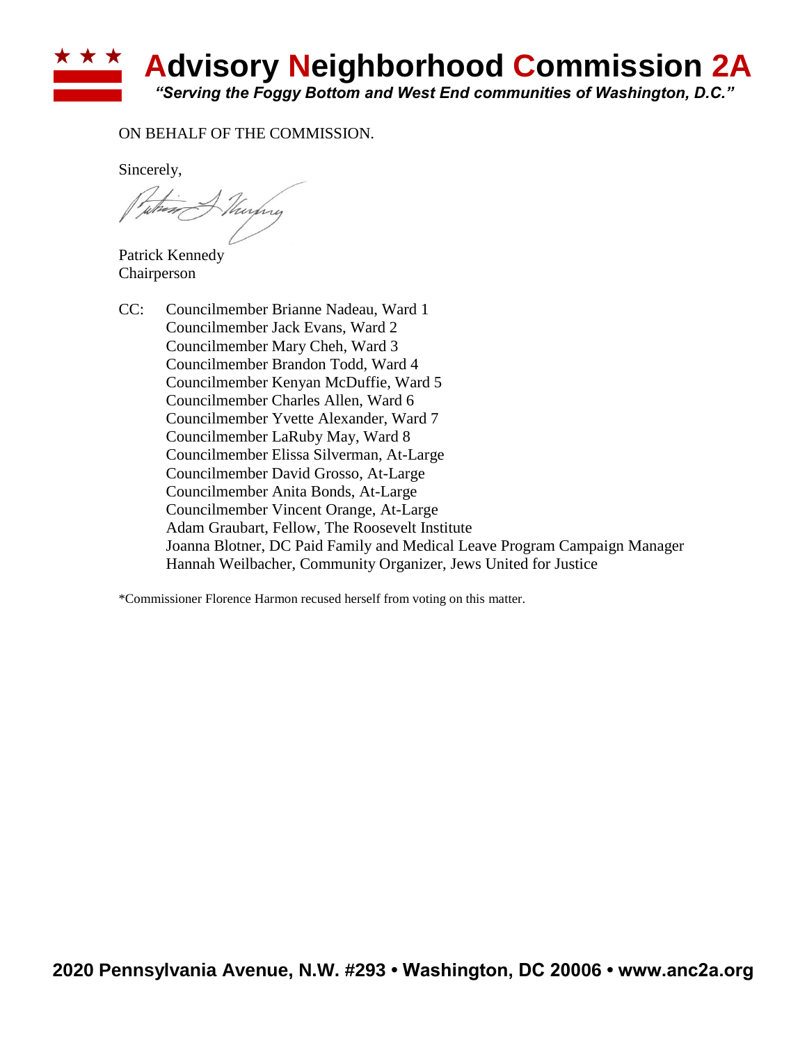ON BEHALF OF THE COMMISSION.

Sincerely,

Patrick Kennedy
Chairperson

CC: Councilmember Brianne Nadeau, Ward 1
Councilmember Jack Evans, Ward 2
Councilmember Mary Cheh, Ward 3
Councilmember Brandon Todd, Ward 4
Councilmember Kenyan McDuffie, Ward 5
Councilmember Charles Allen, Ward 6
Councilmember Yvette Alexander, Ward 7
Councilmember LaRuby May, Ward 8
Councilmember Elissa Silverman, At-Large
Councilmember David Grosso, At-Large
Councilmember Anita Bonds, At-Large
Councilmember Vincent Orange, At-Large
Adam Graubart, Fellow, The Roosevelt Institute
Joanna Blotner, DC Paid Family and Medical Leave Program Campaign Manager
Hannah Weilbacher, Community Organizer, Jews United for Justice

*Commissioner Florence Harmon recused herself from voting on this matter.